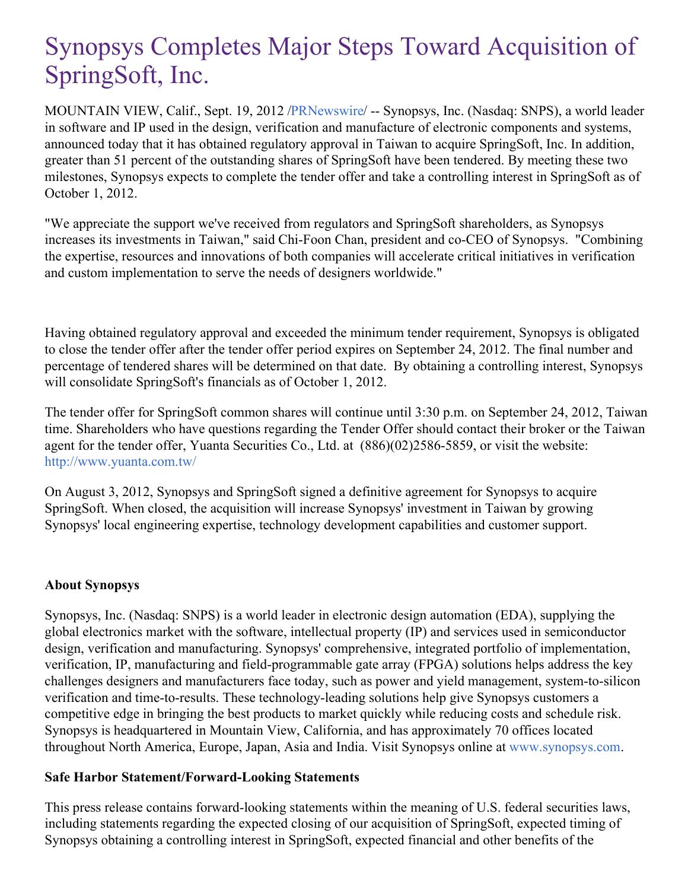# Synopsys Completes Major Steps Toward Acquisition of SpringSoft, Inc.

MOUNTAIN VIEW, Calif., Sept. 19, 2012 /PRNewswire/ -- Synopsys, Inc. (Nasdaq: SNPS), a world leader in software and IP used in the design, verification and manufacture of electronic components and systems, announced today that it has obtained regulatory approval in Taiwan to acquire SpringSoft, Inc. In addition, greater than 51 percent of the outstanding shares of SpringSoft have been tendered. By meeting these two milestones, Synopsys expects to complete the tender offer and take a controlling interest in SpringSoft as of October 1, 2012.

"We appreciate the support we've received from regulators and SpringSoft shareholders, as Synopsys increases its investments in Taiwan," said Chi-Foon Chan, president and co-CEO of Synopsys. "Combining the expertise, resources and innovations of both companies will accelerate critical initiatives in verification and custom implementation to serve the needs of designers worldwide."

Having obtained regulatory approval and exceeded the minimum tender requirement, Synopsys is obligated to close the tender offer after the tender offer period expires on September 24, 2012. The final number and percentage of tendered shares will be determined on that date. By obtaining a controlling interest, Synopsys will consolidate SpringSoft's financials as of October 1, 2012.

The tender offer for SpringSoft common shares will continue until 3:30 p.m. on September 24, 2012, Taiwan time. Shareholders who have questions regarding the Tender Offer should contact their broker or the Taiwan agent for the tender offer, Yuanta Securities Co., Ltd. at (886)(02)2586-5859, or visit the website: http://www.yuanta.com.tw/

On August 3, 2012, Synopsys and SpringSoft signed a definitive agreement for Synopsys to acquire SpringSoft. When closed, the acquisition will increase Synopsys' investment in Taiwan by growing Synopsys' local engineering expertise, technology development capabilities and customer support.

**About Synopsys**

Synopsys, Inc. (Nasdaq: SNPS) is a world leader in electronic design automation (EDA), supplying the global electronics market with the software, intellectual property (IP) and services used in semiconductor design, verification and manufacturing. Synopsys' comprehensive, integrated portfolio of implementation, verification, IP, manufacturing and field-programmable gate array (FPGA) solutions helps address the key challenges designers and manufacturers face today, such as power and yield management, system-to-silicon verification and time-to-results. These technology-leading solutions help give Synopsys customers a competitive edge in bringing the best products to market quickly while reducing costs and schedule risk. Synopsys is headquartered in Mountain View, California, and has approximately 70 offices located throughout North America, Europe, Japan, Asia and India. Visit Synopsys online at www.synopsys.com.

**Safe Harbor Statement/Forward-Looking Statements**

This press release contains forward-looking statements within the meaning of U.S. federal securities laws, including statements regarding the expected closing of our acquisition of SpringSoft, expected timing of Synopsys obtaining a controlling interest in SpringSoft, expected financial and other benefits of the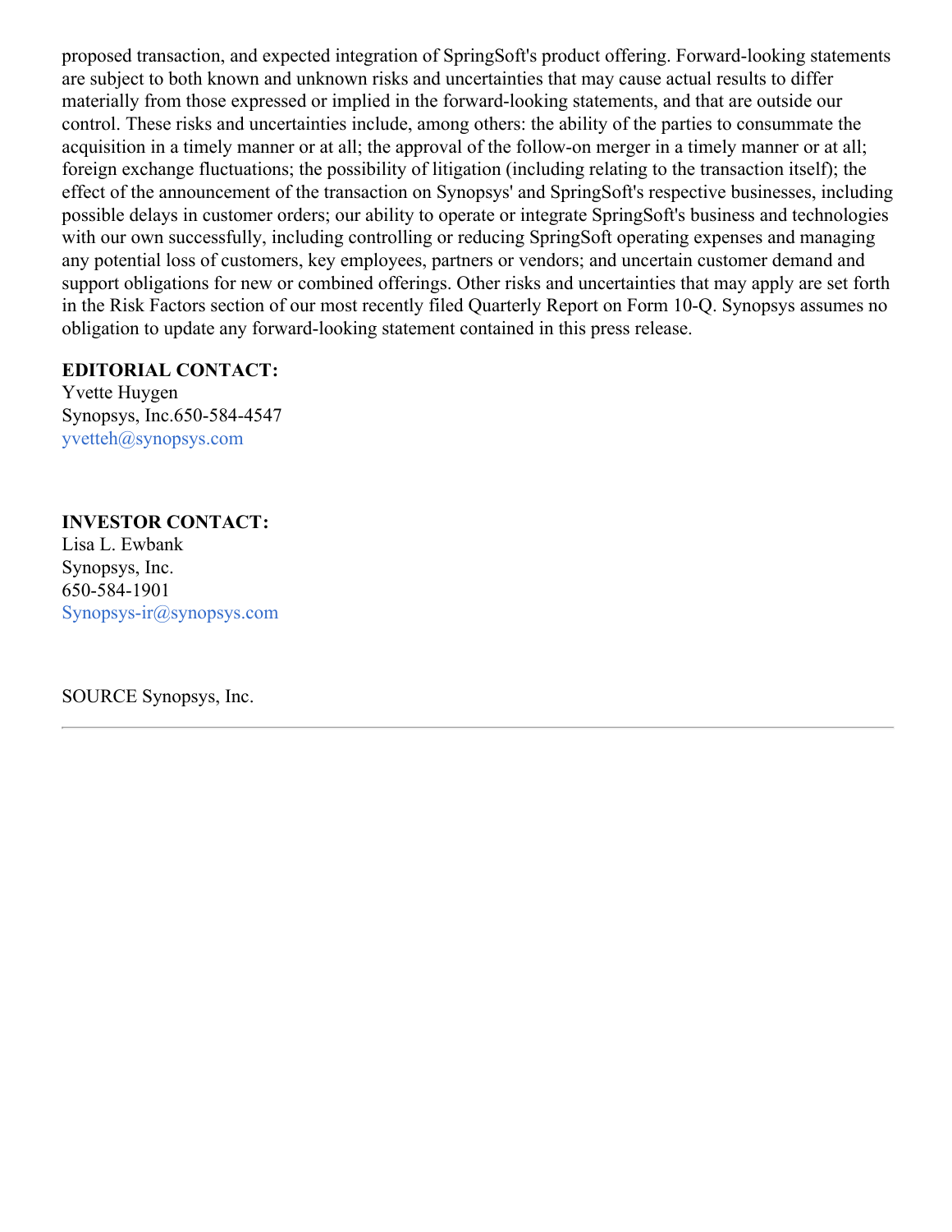proposed transaction, and expected integration of SpringSoft's product offering. Forward-looking statements are subject to both known and unknown risks and uncertainties that may cause actual results to differ materially from those expressed or implied in the forward-looking statements, and that are outside our control. These risks and uncertainties include, among others: the ability of the parties to consummate the acquisition in a timely manner or at all; the approval of the follow-on merger in a timely manner or at all; foreign exchange fluctuations; the possibility of litigation (including relating to the transaction itself); the effect of the announcement of the transaction on Synopsys' and SpringSoft's respective businesses, including possible delays in customer orders; our ability to operate or integrate SpringSoft's business and technologies with our own successfully, including controlling or reducing SpringSoft operating expenses and managing any potential loss of customers, key employees, partners or vendors; and uncertain customer demand and support obligations for new or combined offerings. Other risks and uncertainties that may apply are set forth in the Risk Factors section of our most recently filed Quarterly Report on Form 10-Q. Synopsys assumes no obligation to update any forward-looking statement contained in this press release.

**EDITORIAL CONTACT:**
Yvette Huygen
Synopsys, Inc.650-584-4547
yvetteh@synopsys.com

**INVESTOR CONTACT:**
Lisa L. Ewbank
Synopsys, Inc.
650-584-1901
Synopsys-ir@synopsys.com

SOURCE Synopsys, Inc.